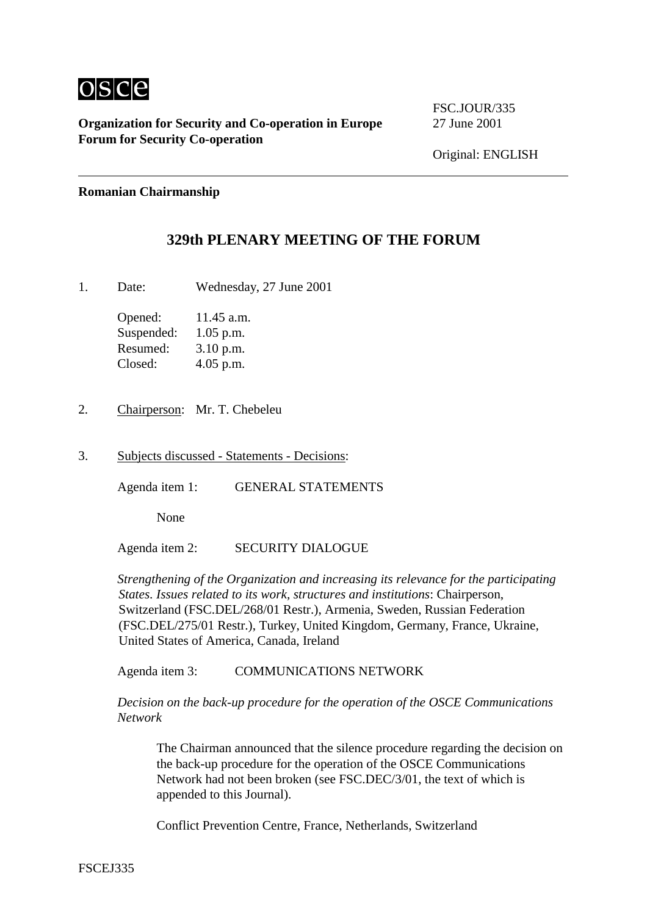osce

**Organization for Security and Co-operation in Europe**
**Forum for Security Co-operation**

FSC.JOUR/335
27 June 2001

Original: ENGLISH

**Romanian Chairmanship**

# 329th PLENARY MEETING OF THE FORUM

1. Date: Wednesday, 27 June 2001

   Opened: 11.45 a.m.
   Suspended: 1.05 p.m.
   Resumed: 3.10 p.m.
   Closed: 4.05 p.m.

2. Chairperson: Mr. T. Chebeleu

3. Subjects discussed - Statements - Decisions:

   Agenda item 1: GENERAL STATEMENTS

   None

   Agenda item 2: SECURITY DIALOGUE

   *Strengthening of the Organization and increasing its relevance for the participating States. Issues related to its work, structures and institutions*: Chairperson, Switzerland (FSC.DEL/268/01 Restr.), Armenia, Sweden, Russian Federation (FSC.DEL/275/01 Restr.), Turkey, United Kingdom, Germany, France, Ukraine, United States of America, Canada, Ireland

   Agenda item 3: COMMUNICATIONS NETWORK

   *Decision on the back-up procedure for the operation of the OSCE Communications Network*

   The Chairman announced that the silence procedure regarding the decision on the back-up procedure for the operation of the OSCE Communications Network had not been broken (see FSC.DEC/3/01, the text of which is appended to this Journal).

   Conflict Prevention Centre, France, Netherlands, Switzerland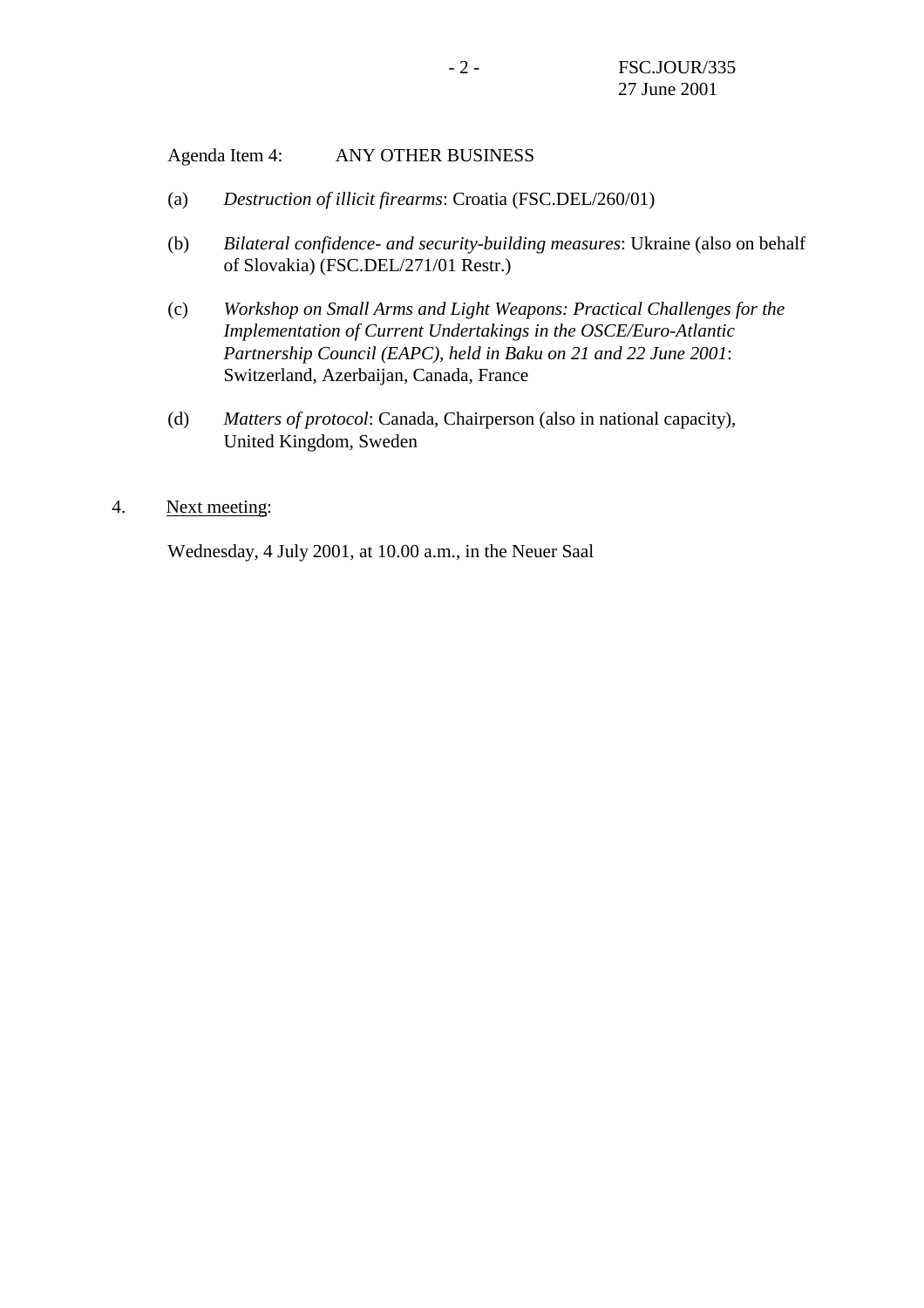Agenda Item 4: ANY OTHER BUSINESS

(a) *Destruction of illicit firearms*: Croatia (FSC.DEL/260/01)

(b) *Bilateral confidence- and security-building measures*: Ukraine (also on behalf of Slovakia) (FSC.DEL/271/01 Restr.)

(c) *Workshop on Small Arms and Light Weapons: Practical Challenges for the Implementation of Current Undertakings in the OSCE/Euro-Atlantic Partnership Council (EAPC), held in Baku on 21 and 22 June 2001*: Switzerland, Azerbaijan, Canada, France

(d) *Matters of protocol*: Canada, Chairperson (also in national capacity), United Kingdom, Sweden

4. Next meeting:

Wednesday, 4 July 2001, at 10.00 a.m., in the Neuer Saal